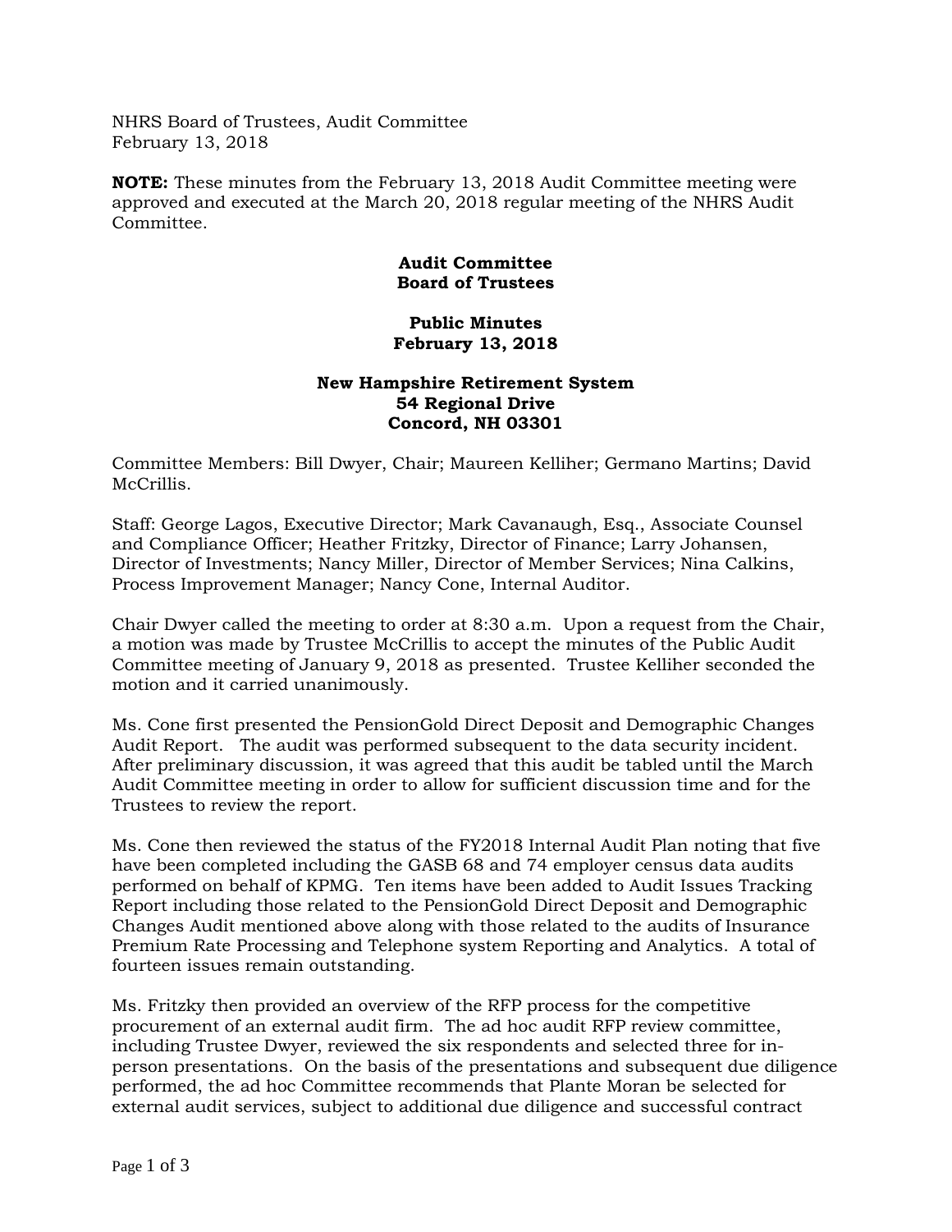NHRS Board of Trustees, Audit Committee
February 13, 2018

**NOTE:** These minutes from the February 13, 2018 Audit Committee meeting were approved and executed at the March 20, 2018 regular meeting of the NHRS Audit Committee.

**Audit Committee**
**Board of Trustees**

**Public Minutes**
**February 13, 2018**

**New Hampshire Retirement System**
**54 Regional Drive**
**Concord, NH 03301**

Committee Members: Bill Dwyer, Chair; Maureen Kelliher; Germano Martins; David McCrillis.

Staff: George Lagos, Executive Director; Mark Cavanaugh, Esq., Associate Counsel and Compliance Officer; Heather Fritzky, Director of Finance; Larry Johansen, Director of Investments; Nancy Miller, Director of Member Services; Nina Calkins, Process Improvement Manager; Nancy Cone, Internal Auditor.

Chair Dwyer called the meeting to order at 8:30 a.m. Upon a request from the Chair, a motion was made by Trustee McCrillis to accept the minutes of the Public Audit Committee meeting of January 9, 2018 as presented. Trustee Kelliher seconded the motion and it carried unanimously.

Ms. Cone first presented the PensionGold Direct Deposit and Demographic Changes Audit Report. The audit was performed subsequent to the data security incident. After preliminary discussion, it was agreed that this audit be tabled until the March Audit Committee meeting in order to allow for sufficient discussion time and for the Trustees to review the report.

Ms. Cone then reviewed the status of the FY2018 Internal Audit Plan noting that five have been completed including the GASB 68 and 74 employer census data audits performed on behalf of KPMG. Ten items have been added to Audit Issues Tracking Report including those related to the PensionGold Direct Deposit and Demographic Changes Audit mentioned above along with those related to the audits of Insurance Premium Rate Processing and Telephone system Reporting and Analytics. A total of fourteen issues remain outstanding.

Ms. Fritzky then provided an overview of the RFP process for the competitive procurement of an external audit firm. The ad hoc audit RFP review committee, including Trustee Dwyer, reviewed the six respondents and selected three for in-person presentations. On the basis of the presentations and subsequent due diligence performed, the ad hoc Committee recommends that Plante Moran be selected for external audit services, subject to additional due diligence and successful contract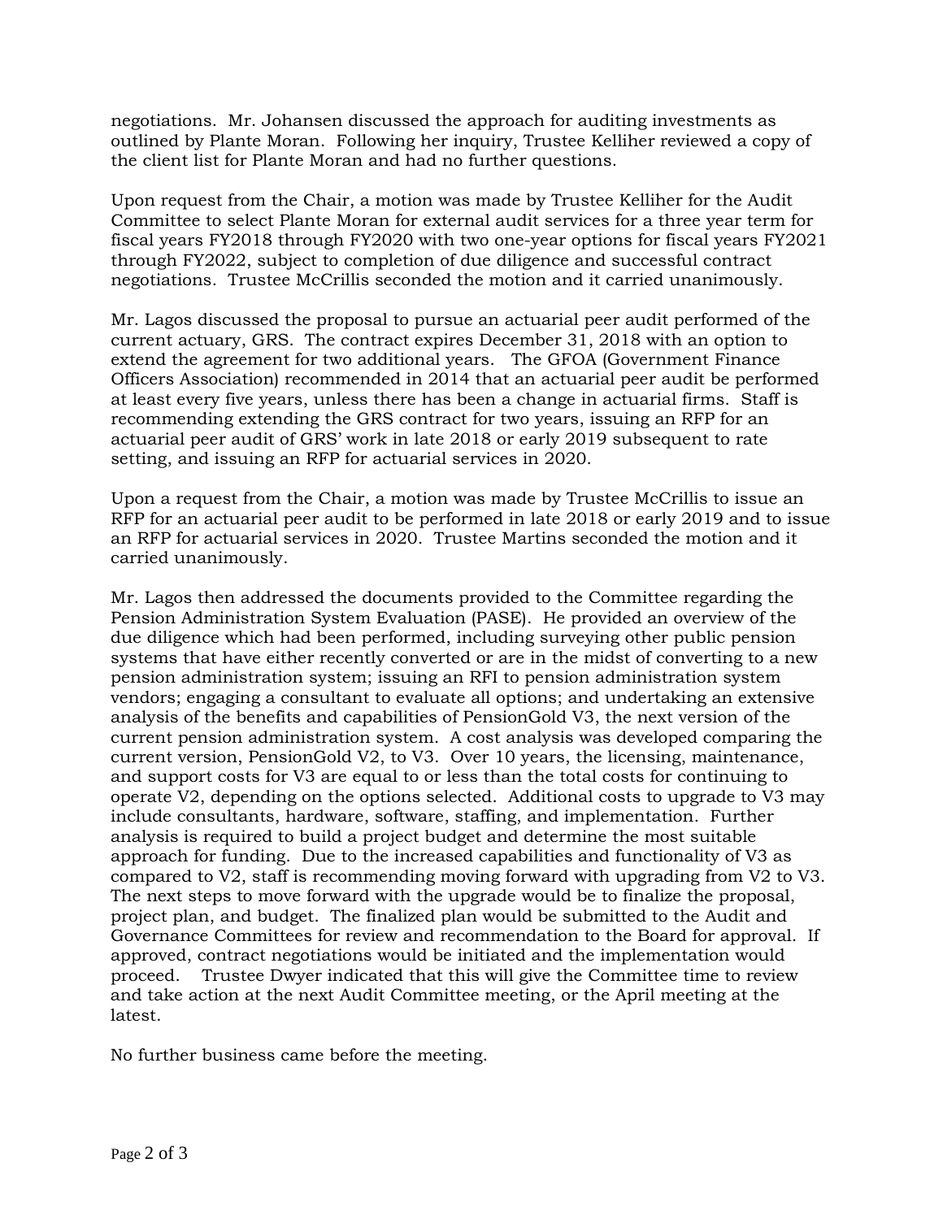negotiations. Mr. Johansen discussed the approach for auditing investments as outlined by Plante Moran. Following her inquiry, Trustee Kelliher reviewed a copy of the client list for Plante Moran and had no further questions.

Upon request from the Chair, a motion was made by Trustee Kelliher for the Audit Committee to select Plante Moran for external audit services for a three year term for fiscal years FY2018 through FY2020 with two one-year options for fiscal years FY2021 through FY2022, subject to completion of due diligence and successful contract negotiations. Trustee McCrillis seconded the motion and it carried unanimously.

Mr. Lagos discussed the proposal to pursue an actuarial peer audit performed of the current actuary, GRS. The contract expires December 31, 2018 with an option to extend the agreement for two additional years. The GFOA (Government Finance Officers Association) recommended in 2014 that an actuarial peer audit be performed at least every five years, unless there has been a change in actuarial firms. Staff is recommending extending the GRS contract for two years, issuing an RFP for an actuarial peer audit of GRS' work in late 2018 or early 2019 subsequent to rate setting, and issuing an RFP for actuarial services in 2020.

Upon a request from the Chair, a motion was made by Trustee McCrillis to issue an RFP for an actuarial peer audit to be performed in late 2018 or early 2019 and to issue an RFP for actuarial services in 2020. Trustee Martins seconded the motion and it carried unanimously.

Mr. Lagos then addressed the documents provided to the Committee regarding the Pension Administration System Evaluation (PASE). He provided an overview of the due diligence which had been performed, including surveying other public pension systems that have either recently converted or are in the midst of converting to a new pension administration system; issuing an RFI to pension administration system vendors; engaging a consultant to evaluate all options; and undertaking an extensive analysis of the benefits and capabilities of PensionGold V3, the next version of the current pension administration system. A cost analysis was developed comparing the current version, PensionGold V2, to V3. Over 10 years, the licensing, maintenance, and support costs for V3 are equal to or less than the total costs for continuing to operate V2, depending on the options selected. Additional costs to upgrade to V3 may include consultants, hardware, software, staffing, and implementation. Further analysis is required to build a project budget and determine the most suitable approach for funding. Due to the increased capabilities and functionality of V3 as compared to V2, staff is recommending moving forward with upgrading from V2 to V3. The next steps to move forward with the upgrade would be to finalize the proposal, project plan, and budget. The finalized plan would be submitted to the Audit and Governance Committees for review and recommendation to the Board for approval. If approved, contract negotiations would be initiated and the implementation would proceed. Trustee Dwyer indicated that this will give the Committee time to review and take action at the next Audit Committee meeting, or the April meeting at the latest.

No further business came before the meeting.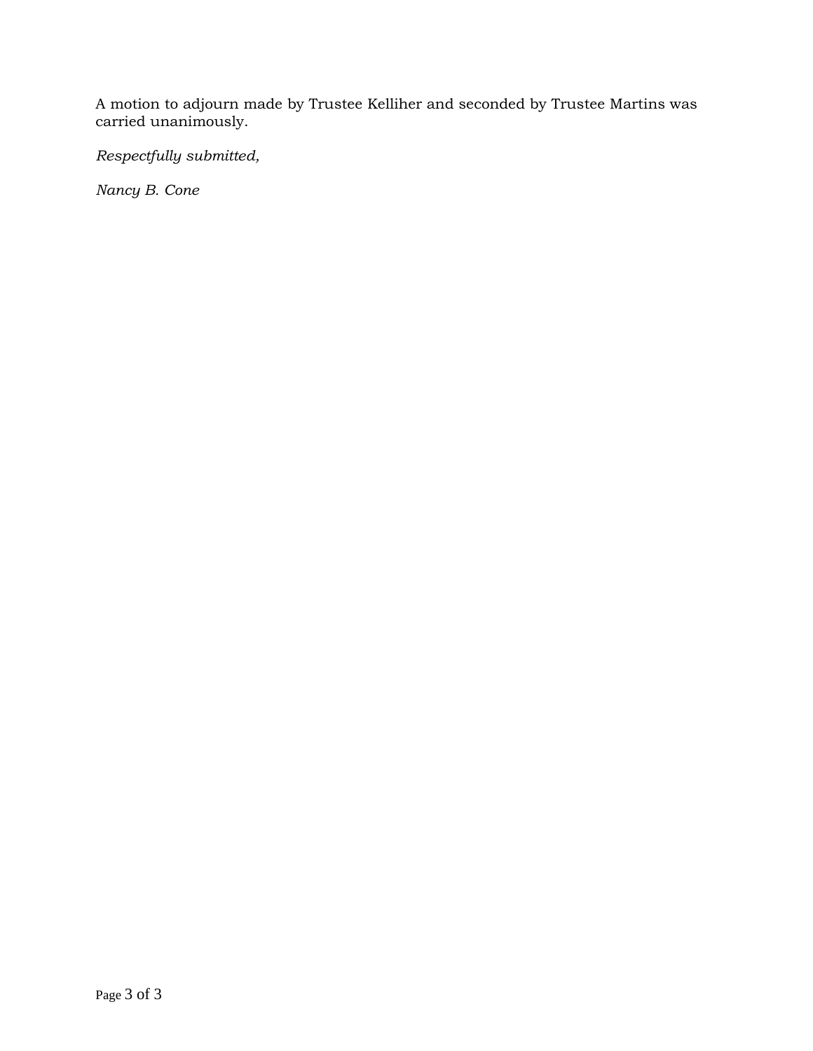A motion to adjourn made by Trustee Kelliher and seconded by Trustee Martins was carried unanimously.

*Respectfully submitted,*

*Nancy B. Cone*